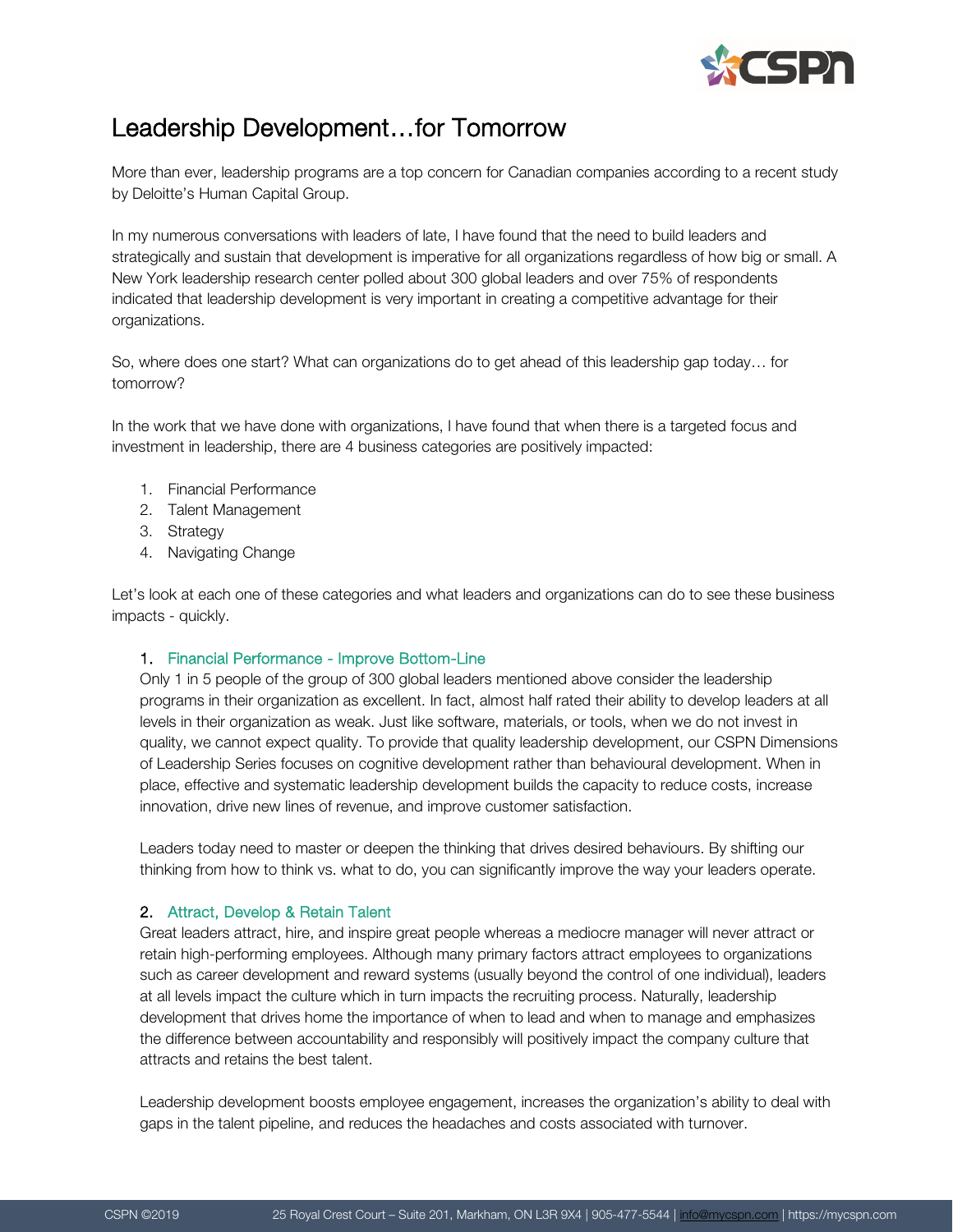# Leadership Development…for Tomorrow

More than ever, leadership programs are a top concern for Canadian companies according to a recent study by Deloitte's Human Capital Group.

In my numerous conversations with leaders of late, I have found that the need to build leaders and strategically and sustain that development is imperative for all organizations regardless of how big or small. A New York leadership research center polled about 300 global leaders and over 75% of respondents indicated that leadership development is very important in creating a competitive advantage for their organizations.

So, where does one start? What can organizations do to get ahead of this leadership gap today… for tomorrow?

In the work that we have done with organizations, I have found that when there is a targeted focus and investment in leadership, there are 4 business categories are positively impacted:

1. Financial Performance
2. Talent Management
3. Strategy
4. Navigating Change

Let's look at each one of these categories and what leaders and organizations can do to see these business impacts - quickly.

### 1. Financial Performance - Improve Bottom-Line

Only 1 in 5 people of the group of 300 global leaders mentioned above consider the leadership programs in their organization as excellent. In fact, almost half rated their ability to develop leaders at all levels in their organization as weak. Just like software, materials, or tools, when we do not invest in quality, we cannot expect quality. To provide that quality leadership development, our CSPN Dimensions of Leadership Series focuses on cognitive development rather than behavioural development. When in place, effective and systematic leadership development builds the capacity to reduce costs, increase innovation, drive new lines of revenue, and improve customer satisfaction.

Leaders today need to master or deepen the thinking that drives desired behaviours. By shifting our thinking from how to think vs. what to do, you can significantly improve the way your leaders operate.

### 2. Attract, Develop & Retain Talent

Great leaders attract, hire, and inspire great people whereas a mediocre manager will never attract or retain high-performing employees. Although many primary factors attract employees to organizations such as career development and reward systems (usually beyond the control of one individual), leaders at all levels impact the culture which in turn impacts the recruiting process. Naturally, leadership development that drives home the importance of when to lead and when to manage and emphasizes the difference between accountability and responsibly will positively impact the company culture that attracts and retains the best talent.

Leadership development boosts employee engagement, increases the organization's ability to deal with gaps in the talent pipeline, and reduces the headaches and costs associated with turnover.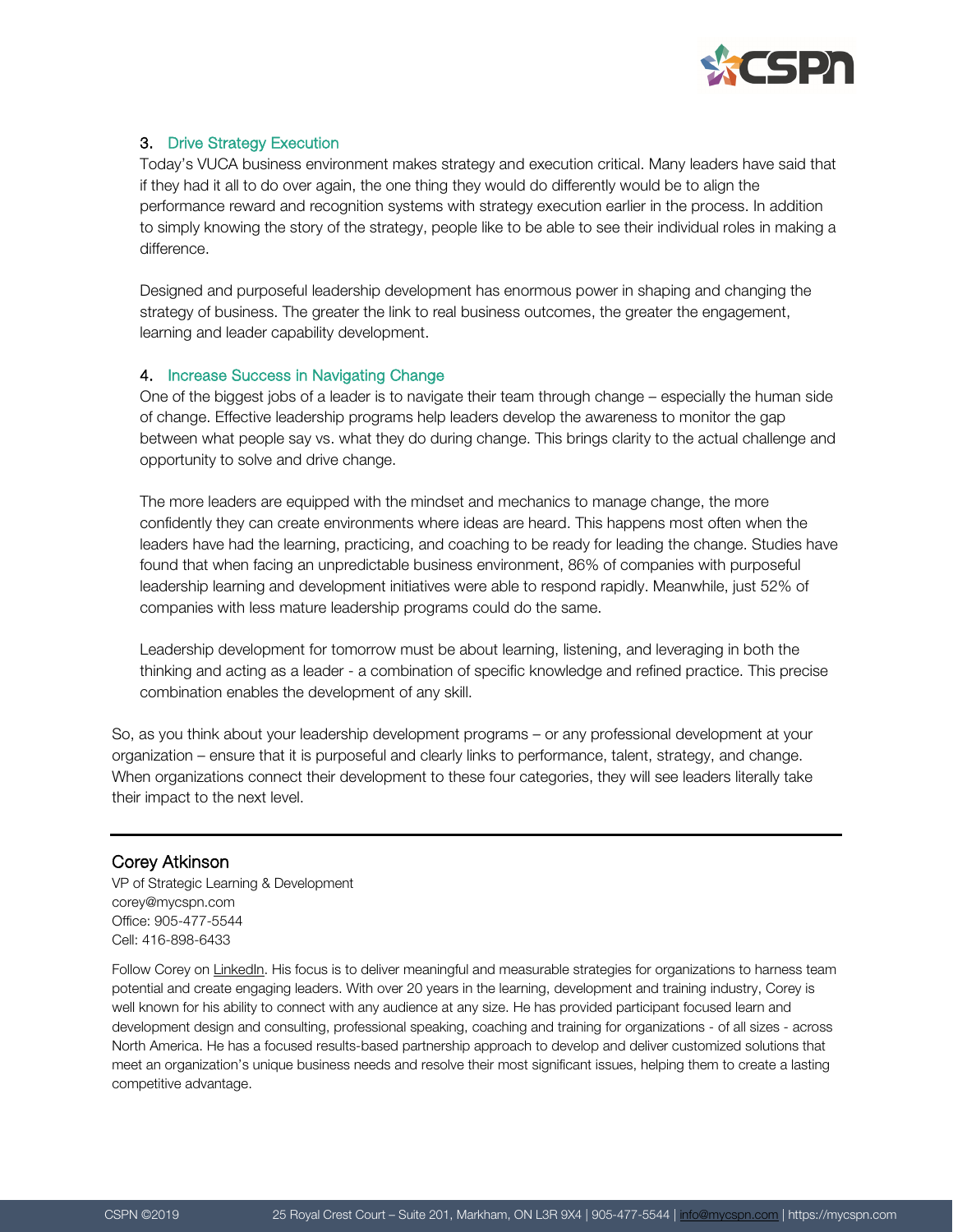### 3. Drive Strategy Execution

Today's VUCA business environment makes strategy and execution critical. Many leaders have said that if they had it all to do over again, the one thing they would do differently would be to align the performance reward and recognition systems with strategy execution earlier in the process. In addition to simply knowing the story of the strategy, people like to be able to see their individual roles in making a difference.

Designed and purposeful leadership development has enormous power in shaping and changing the strategy of business. The greater the link to real business outcomes, the greater the engagement, learning and leader capability development.

### 4. Increase Success in Navigating Change

One of the biggest jobs of a leader is to navigate their team through change – especially the human side of change. Effective leadership programs help leaders develop the awareness to monitor the gap between what people say vs. what they do during change. This brings clarity to the actual challenge and opportunity to solve and drive change.

The more leaders are equipped with the mindset and mechanics to manage change, the more confidently they can create environments where ideas are heard. This happens most often when the leaders have had the learning, practicing, and coaching to be ready for leading the change. Studies have found that when facing an unpredictable business environment, 86% of companies with purposeful leadership learning and development initiatives were able to respond rapidly. Meanwhile, just 52% of companies with less mature leadership programs could do the same.

Leadership development for tomorrow must be about learning, listening, and leveraging in both the thinking and acting as a leader - a combination of specific knowledge and refined practice. This precise combination enables the development of any skill.

So, as you think about your leadership development programs – or any professional development at your organization – ensure that it is purposeful and clearly links to performance, talent, strategy, and change. When organizations connect their development to these four categories, they will see leaders literally take their impact to the next level.

---

**Corey Atkinson**
VP of Strategic Learning & Development
corey@mycspn.com
Office: 905-477-5544
Cell: 416-898-6433

Follow Corey on LinkedIn. His focus is to deliver meaningful and measurable strategies for organizations to harness team potential and create engaging leaders. With over 20 years in the learning, development and training industry, Corey is well known for his ability to connect with any audience at any size. He has provided participant focused learn and development design and consulting, professional speaking, coaching and training for organizations - of all sizes - across North America. He has a focused results-based partnership approach to develop and deliver customized solutions that meet an organization's unique business needs and resolve their most significant issues, helping them to create a lasting competitive advantage.